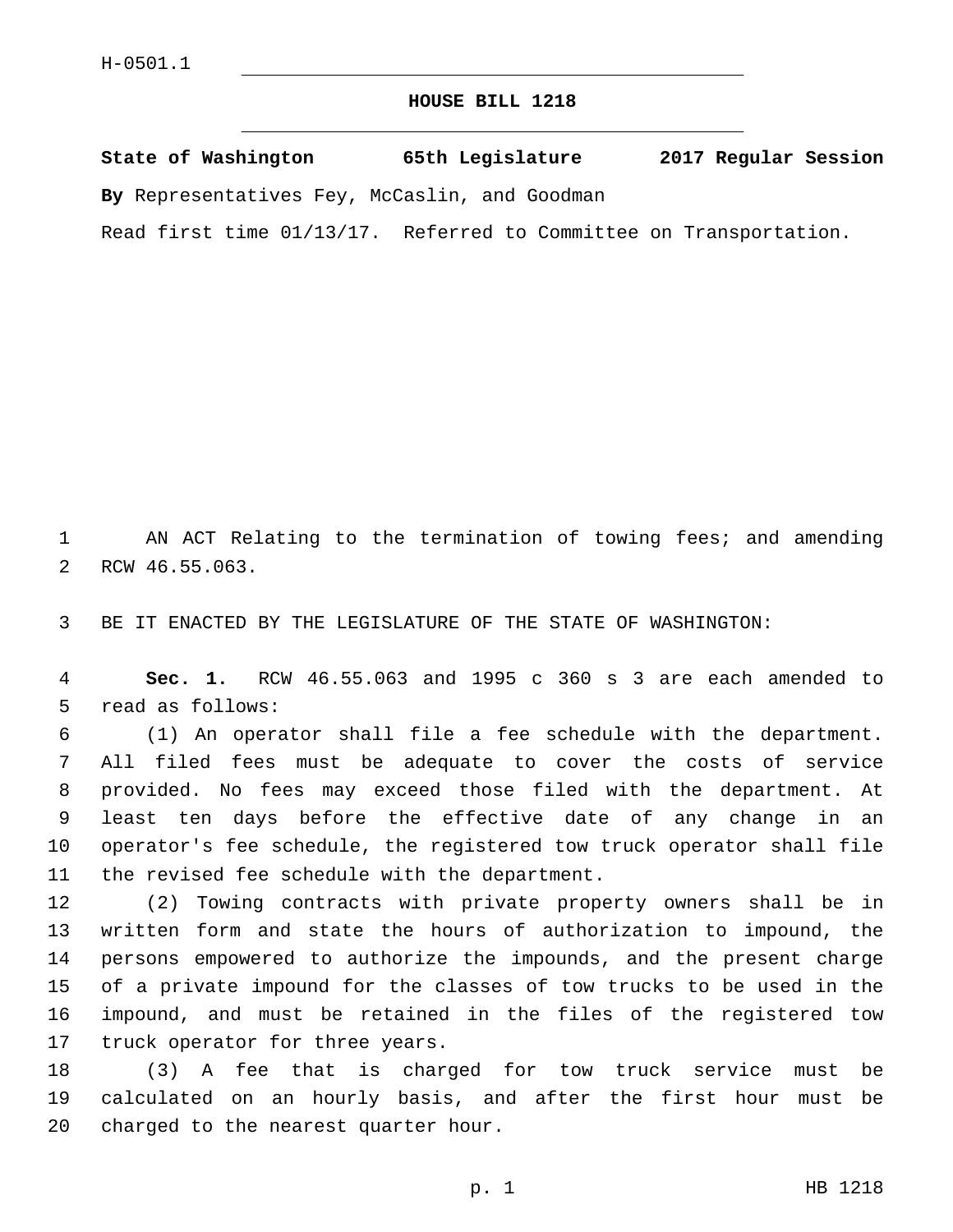H-0501.1

# HOUSE BILL 1218

**State of Washington 65th Legislature 2017 Regular Session**

**By** Representatives Fey, McCaslin, and Goodman

Read first time 01/13/17. Referred to Committee on Transportation.

AN ACT Relating to the termination of towing fees; and amending RCW 46.55.063.

BE IT ENACTED BY THE LEGISLATURE OF THE STATE OF WASHINGTON:

**Sec. 1.** RCW 46.55.063 and 1995 c 360 s 3 are each amended to read as follows:

(1) An operator shall file a fee schedule with the department. All filed fees must be adequate to cover the costs of service provided. No fees may exceed those filed with the department. At least ten days before the effective date of any change in an operator's fee schedule, the registered tow truck operator shall file the revised fee schedule with the department.

(2) Towing contracts with private property owners shall be in written form and state the hours of authorization to impound, the persons empowered to authorize the impounds, and the present charge of a private impound for the classes of tow trucks to be used in the impound, and must be retained in the files of the registered tow truck operator for three years.

(3) A fee that is charged for tow truck service must be calculated on an hourly basis, and after the first hour must be charged to the nearest quarter hour.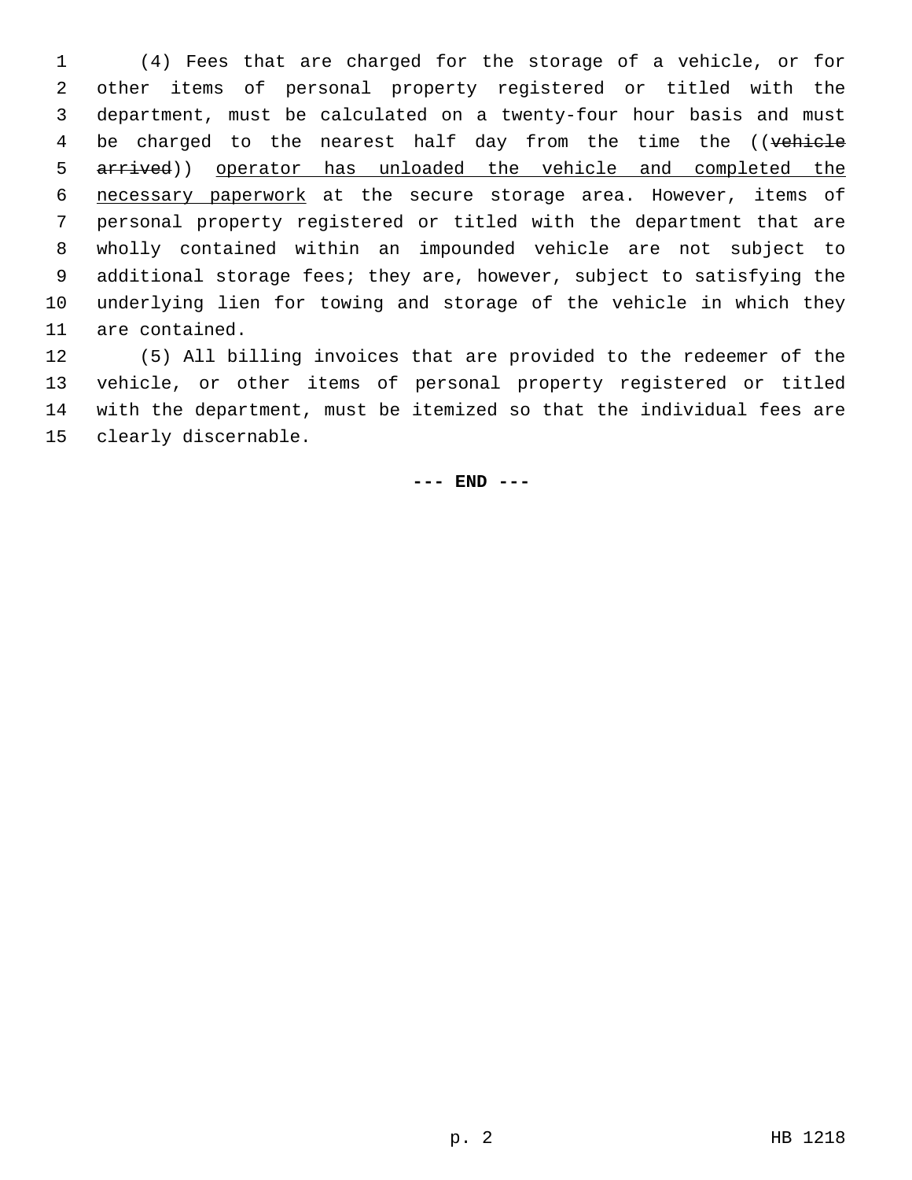(4) Fees that are charged for the storage of a vehicle, or for other items of personal property registered or titled with the department, must be calculated on a twenty-four hour basis and must be charged to the nearest half day from the time the ((~~vehicle arrived~~)) <u>operator has unloaded the vehicle and completed the necessary paperwork</u> at the secure storage area. However, items of personal property registered or titled with the department that are wholly contained within an impounded vehicle are not subject to additional storage fees; they are, however, subject to satisfying the underlying lien for towing and storage of the vehicle in which they are contained.

(5) All billing invoices that are provided to the redeemer of the vehicle, or other items of personal property registered or titled with the department, must be itemized so that the individual fees are clearly discernable.

**--- END ---**